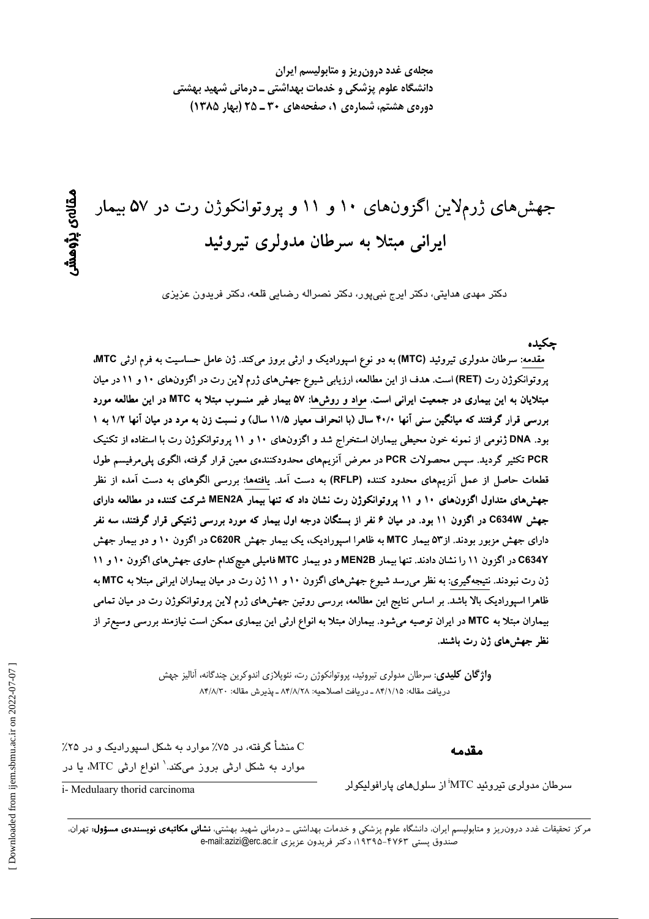مجله‌ی غدد درون‌ریز و متابولیسم ایران
دانشگاه علوم پزشکی و خدمات بهداشتی ـ درمانی شهید بهشتی
دوره‌ی هشتم، شماره‌ی ۱، صفحه‌های ۳۰ ـ ۲۵ (بهار ۱۳۸۵)

**مقاله‌ی پژوهشی**

# جهش‌های ژرم‌لاین اگزون‌های ۱۰ و ۱۱ و پروتوانکوژن رت در ۵۷ بیمار ایرانی مبتلا به سرطان مدولری تیروئید

دکتر مهدی هدایتی، دکتر ایرج نبی‌پور، دکتر نصراله رضایی قلعه، دکتر فریدون عزیزی

## چکیده

مقدمه: سرطان مدولری تیروئید (MTC) به دو نوع اسپورادیک و ارثی بروز می‌کند. ژن عامل حساسیت به فرم ارثی MTC، پروتوانکوژن رت (RET) است. هدف از این مطالعه، ارزیابی شیوع جهش‌های ژرم لاین رت در اگزون‌های ۱۰ و ۱۱ در میان مبتلایان به این بیماری در جمعیت ایرانی است. **مواد و روش‌ها: ۵۷ بیمار غیر منسوب مبتلا به MTC در این مطالعه مورد بررسی قرار گرفتند که میانگین سنی آنها ۴۰/۰ سال (با انحراف معیار ۱۱/۵ سال) و نسبت زن به مرد در میان آنها ۱/۲ به ۱ بود. DNA ژنومی از نمونه خون محیطی بیماران استخراج شد و اگزون‌های ۱۰ و ۱۱ پروتوانکوژن رت با استفاده از تکنیک PCR تکثیر گردید. سپس محصولات PCR در معرض آنزیم‌های محدودکننده‌ی معین قرار گرفته، الگوی پلی‌مرفیسم طول قطعات حاصل از عمل آنزیم‌های محدود کننده (RFLP) به دست آمد.** یافته‌ها: **بررسی الگوهای به دست آمده از نظر جهش‌های متداول اگزون‌های ۱۰ و ۱۱ پروتوانکوژن رت نشان داد که تنها بیمار MEN2A شرکت کننده در مطالعه دارای جهش C634W در اگزون ۱۱ بود. در میان ۶ نفر از بستگان درجه اول بیمار که مورد بررسی ژنتیکی قرار گرفتند، سه نفر دارای جهش مزبور بودند. از۵۳ بیمار MTC به ظاهرا اسپورادیک، یک بیمار جهش C620R در اگزون ۱۰ و دو بیمار جهش C634Y در اگزون ۱۱ را نشان دادند. تنها بیمار MEN2B و دو بیمار MTC فامیلی هیچ‌کدام حاوی جهش‌های اگزون ۱۰ و ۱۱ ژن رت نبودند.** نتیجه‌گیری: **به نظر می‌رسد شیوع جهش‌های اگزون ۱۰ و ۱۱ ژن رت در میان بیماران ایرانی مبتلا به MTC به ظاهرا اسپورادیک بالا باشد. بر اساس نتایج این مطالعه، بررسی روتین جهش‌های ژرم لاین پروتوانکوژن رت در میان تمامی بیماران مبتلا به MTC در ایران توصیه می‌شود. بیماران مبتلا به انواع ارثی این بیماری ممکن است نیازمند بررسی وسیع‌تر از نظر جهش‌های ژن رت باشند.**

**واژگان کلیدی**: سرطان مدولری تیروئید، پروتوانکوژن رت، نئوپلازی اندوکرین چندگانه، آنالیز جهش

دریافت مقاله: ۸۴/۱/۱۵ ـ دریافت اصلاحیه: ۸۴/۸/۲۸ ـ پذیرش مقاله: ۸۴/۸/۳۰

## مقدمه

سرطان مدولری تیروئید MTC[i] از سلول‌های پارافولیکولر C منشأ گرفته، در ۷۵٪ موارد به شکل اسپورادیک و در ۲۵٪ موارد به شکل ارثی بروز می‌کند.[۱] انواع ارثی MTC، یا در

i- Medulaary thorid carcinoma

مرکز تحقیقات غدد درون‌ریز و متابولیسم ایران، دانشگاه علوم پزشکی و خدمات بهداشتی ـ درمانی شهید بهشتی، **نشانی مکاتبه‌ی نویسنده‌ی مسؤول:** تهران، صندوق پستی ۴۷۶۳-۱۹۳۹۵؛ دکتر فریدون عزیزی e-mail:azizi@erc.ac.ir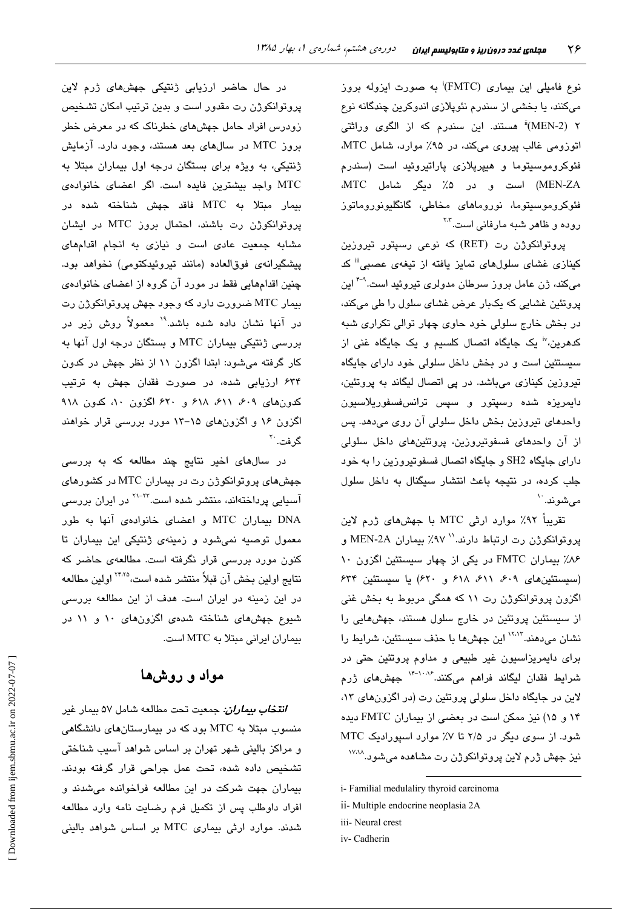نوع فامیلی این بیماری (FMTC)[i] به صورت ایزوله بروز می‌کنند، یا بخشی از سندرم نئوپلازی اندوکرین چندگانه نوع ۲ (MEN-2)[ii] هستند. این سندرم که از الگوی وراثتی اتوزومی غالب پیروی می‌کند، در ۹۵٪ موارد، شامل MTC، فئوکروموسیتوما و هیپرپلازی پاراتیروئید است (سندرم MEN-ZA) است و در ۵٪ دیگر شامل MTC، فئوکروموسیتوما، نوروماهای مخاطی، گانگلیونوروماتوز روده و ظاهر شبه مارفانی است.[۲،۳]

پروتوانکوژن رت (RET) که نوعی رسپتور تیروزین کینازی غشای سلول‌های تمایز یافته از تیغه‌ی عصبی[iii] کد می‌کند، ژن عامل بروز سرطان مدولری تیروئید است.[۴-۹] این پروتئین غشایی که یک‌بار عرض غشای سلول را طی می‌کند، در بخش خارج سلولی خود حاوی چهار توالی تکراری شبه کدهرین،[iv] یک جایگاه اتصال کلسیم و یک جایگاه غنی از سیستئین است و در بخش داخل سلولی خود دارای جایگاه تیروزین کینازی می‌باشد. در پی اتصال لیگاند به پروتئین، دایمریزه شده رسپتور و سپس ترانس‌فسفوریلاسیون واحدهای تیروزین بخش داخل سلولی آن روی می‌دهد. پس از آن واحدهای فسفوتیروزین، پروتئین‌های داخل سلولی دارای جایگاه SH2 و جایگاه اتصال فسفوتیروزین را به خود جلب کرده، در نتیجه باعث انتشار سیگنال به داخل سلول می‌شوند.[۱۰]

تقریباً ۹۲٪ موارد ارثی MTC با جهش‌های ژرم لاین پروتوانکوژن رت ارتباط دارند.[۱۱] ۹۷٪ بیماران MEN-2A و ۸۶٪ بیماران FMTC در یکی از چهار سیستئین اگزون ۱۰ (سیستئین‌های ۶۰۹، ۶۱۱، ۶۱۸ و ۶۲۰) یا سیستئین ۶۳۴ اگزون پروتوانکوژن رت ۱۱ که همگی مربوط به بخش غنی از سیستئین پروتئین در خارج سلول هستند، جهش‌هایی را نشان می‌دهند.[۱۲،۱۳] این جهش‌ها با حذف سیستئین، شرایط را برای دایمریزاسیون غیر طبیعی و مداوم پروتئین حتی در شرایط فقدان لیگاند فراهم می‌کنند.[۱۰،۱۶-۱۴] جهش‌های ژرم لاین در جایگاه داخل سلولی پروتئین رت (در اگزون‌های ۱۳، ۱۴ و ۱۵) نیز ممکن است در بعضی از بیماران FMTC دیده شود. از سوی دیگر در ۲/۵ تا ۷٪ موارد اسپورادیک MTC نیز جهش ژرم لاین پروتوانکوژن رت مشاهده می‌شود.[۱۷،۱۸]

در حال حاضر ارزیابی ژنتیکی جهش‌های ژرم لاین پروتوانکوژن رت مقدور است و بدین ترتیب امکان تشخیص زودرس افراد حامل جهش‌های خطرناک که در معرض خطر بروز MTC در سال‌های بعد هستند، وجود دارد. آزمایش ژنتیکی، به ویژه برای بستگان درجه اول بیماران مبتلا به MTC واجد بیشترین فایده است. اگر اعضای خانواده‌ی بیمار مبتلا به MTC فاقد جهش شناخته شده در پروتوانکوژن رت باشند، احتمال بروز MTC در ایشان مشابه جمعیت عادی است و نیازی به انجام اقدام‌های پیشگیرانه‌ی فوق‌العاده (مانند تیروئیدکتومی) نخواهد بود. چنین اقدام‌هایی فقط در مورد آن گروه از اعضای خانواده‌ی بیمار MTC ضرورت دارد که وجود جهش پروتوانکوژن رت در آنها نشان داده شده باشد.[۱۹] معمولاً روش زیر در بررسی ژنتیکی بیماران MTC و بستگان درجه اول آنها به کار گرفته می‌شود: ابتدا اگزون ۱۱ از نظر جهش در کدون ۶۳۴ ارزیابی شده، در صورت فقدان جهش به ترتیب کدون‌های ۶۰۹، ۶۱۱، ۶۱۸ و ۶۲۰ اگزون ۱۰، کدون ۹۱۸ اگزون ۱۶ و اگزون‌های ۱۵-۱۳ مورد بررسی قرار خواهند گرفت.[۲۰]

در سال‌های اخیر نتایج چند مطالعه که به بررسی جهش‌های پروتوانکوژن رت در بیماران MTC در کشورهای آسیایی پرداخته‌اند، منتشر شده است.[۲۱-۲۳] در ایران بررسی DNA بیماران MTC و اعضای خانواده‌ی آنها به طور معمول توصیه نمی‌شود و زمینه‌ی ژنتیکی این بیماران تا کنون مورد بررسی قرار نگرفته است. مطالعه‌ی حاضر که نتایج اولین بخش آن قبلاً منتشر شده است،[۲۴،۲۵] اولین مطالعه در این زمینه در ایران است. هدف از این مطالعه بررسی شیوع جهش‌های شناخته شده‌ی اگزون‌های ۱۰ و ۱۱ در بیماران ایرانی مبتلا به MTC است.

## مواد و روش‌ها

***انتخاب بیماران:*** جمعیت تحت مطالعه شامل ۵۷ بیمار غیر منسوب مبتلا به MTC بود که در بیمارستان‌های دانشگاهی و مراکز بالینی شهر تهران بر اساس شواهد آسیب شناختی تشخیص داده شده، تحت عمل جراحی قرار گرفته بودند. بیماران جهت شرکت در این مطالعه فراخوانده می‌شدند و افراد داوطلب پس از تکمیل فرم رضایت نامه وارد مطالعه شدند. موارد ارثی بیماری MTC بر اساس شواهد بالینی

---

i- Familial medulalry thyroid carcinoma

ii- Multiple endocrine neoplasia 2A

iii- Neural crest

iv- Cadherin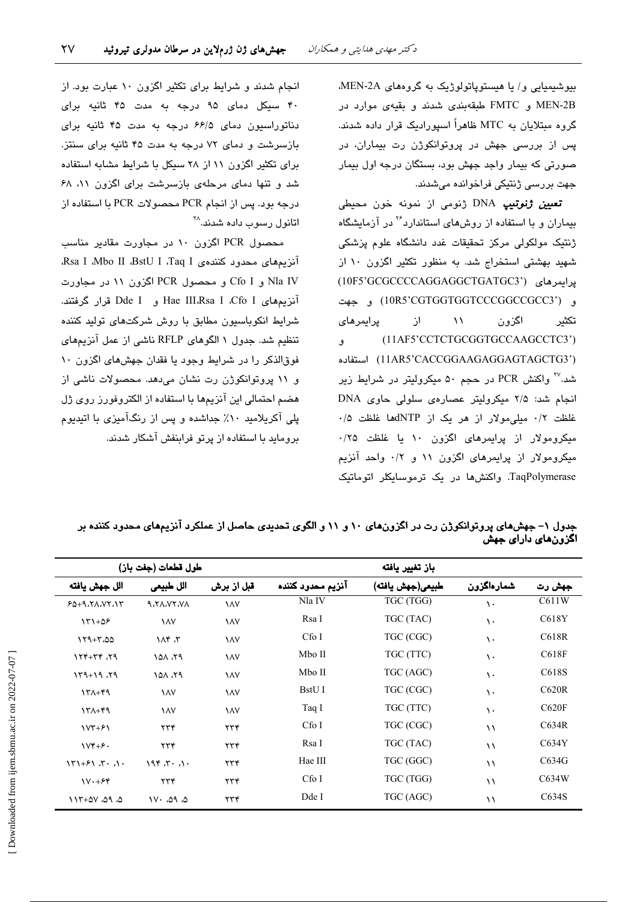بیوشیمیایی و/ یا هیستوپاتولوژیک به گروه‌های MEN-2A، MEN-2B و FMTC طبقه‌بندی شدند و بقیه‌ی موارد در گروه مبتلایان به MTC ظاهراً اسپورادیک قرار داده شدند. پس از بررسی جهش در پروتوانکوژن رت بیماران، در صورتی که بیمار واجد جهش بود، بستگان درجه اول بیمار جهت بررسی ژنتیکی فراخوانده می‌شدند.

***تعیین ژنوتیپ*** DNA ژنومی از نمونه خون محیطی بیماران و با استفاده از روش‌های استاندارد[26] در آزمایشگاه ژنتیک مولکولی مرکز تحقیقات غدد دانشگاه علوم پزشکی شهید بهشتی استخراج شد. به منظور تکثیر اگزون ۱۰ از پرایمرهای (10F5'GCGCCCCAGGAGGCTGATGC3') و (10R5'CGTGGTGGTCCCGGCCGCC3') و جهت تکثیر اگزون ۱۱ از پرایمرهای (11AF5'CCTCTGCGGTGCCAAGCCTC3') و (11AR5'CACCGGAAGAGGAGTAGCTG3') استفاده شد.[27] واکنش PCR در حجم ۵۰ میکرولیتر در شرایط زیر انجام شد: ۲/۵ میکرولیتر عصاره‌ی سلولی حاوی DNA غلظت ۰/۲ میلی‌مولار از هر یک از dNTPها غلظت ۰/۵ میکرومولار از پرایمرهای اگزون ۱۰ یا غلظت ۰/۲۵ میکرومولار از پرایمرهای اگزون ۱۱ و ۰/۲ واحد آنزیم TaqPolymerase. واکنش‌ها در یک ترموسایکلر اتوماتیک انجام شدند و شرایط برای تکثیر اگزون ۱۰ عبارت بود. از ۴۰ سیکل دمای ۹۵ درجه به مدت ۴۵ ثانیه برای دناتوراسیون دمای ۶۶/۵ درجه به مدت ۴۵ ثانیه برای بازسرشت و دمای ۷۲ درجه به مدت ۴۵ ثانیه برای سنتز. برای تکثیر اگزون ۱۱ از ۲۸ سیکل با شرایط مشابه استفاده شد و تنها دمای مرحله‌ی بازسرشت برای اگزون ۱۱، ۶۸ درجه بود. پس از انجام PCR محصولات PCR با استفاده از اتانول رسوب داده شدند.[28]

محصول PCR اگزون ۱۰ در مجاورت مقادیر مناسب آنزیم‌های محدود کننده‌ی Rsa I ،Mbo II ،BstU I ،Taq I، Nla IV و Cfo I و محصول PCR اگزون ۱۱ در مجاورت آنزیم‌های Hae III،Rsa I ،Cfo I و Dde I قرار گرفتند. شرایط انکوباسیون مطابق با روش شرکت‌های تولید کننده تنظیم شد. جدول ۱ الگوهای RFLP ناشی از عمل آنزیم‌های فوق‌الذکر را در شرایط وجود یا فقدان جهش‌های اگزون ۱۰ و ۱۱ پروتوانکوژن رت نشان می‌دهد. محصولات ناشی از هضم احتمالی این آنزیم‌ها با استفاده از الکتروفورز روی ژل پلی آکریلامید ۱۰٪ جداشده و پس از رنگ‌آمیزی با اتیدیوم بروماید با استفاده از پرتو فرابنفش آشکار شدند.

**جدول ۱- جهش‌های پروتوانکوژن رت در اگزون‌های ۱۰ و ۱۱ و الگوی تحدیدی حاصل از عملکرد آنزیم‌های محدود کننده بر اگزون‌های دارای جهش**

| جهش رت | شماره‌اگزون | باز تغییر یافته | | طول قطعات (جفت باز) | | |
|---|---|---|---|---|---|---|
| | | طبیعی(جهش یافته) | آنزیم محدود کننده | قبل از برش | الل طبیعی | الل جهش یافته |
| C611W | ۱۰ | TGC (TGG) | Nla IV | ۱۸۷ | ۹،۲۸،۷۲،۷۸ | ۶۵+۹،۲۸،۷۲،۱۳ |
| C618Y | ۱۰ | TGC (TAC) | Rsa I | ۱۸۷ | ۱۸۷ | ۱۳۱+۵۶ |
| C618R | ۱۰ | TGC (CGC) | Cfo I | ۱۸۷ | ۱۸۴ ،۳ | ۱۲۹+۳،۵۵ |
| C618F | ۱۰ | TGC (TTC) | Mbo II | ۱۸۷ | ۱۵۸ ،۲۹ | ۱۲۴+۳۴ ،۲۹ |
| C618S | ۱۰ | TGC (AGC) | Mbo II | ۱۸۷ | ۱۵۸ ،۲۹ | ۱۳۹+۱۹ ،۲۹ |
| C620R | ۱۰ | TGC (CGC) | BstU I | ۱۸۷ | ۱۸۷ | ۱۳۸+۴۹ |
| C620F | ۱۰ | TGC (TTC) | Taq I | ۱۸۷ | ۱۸۷ | ۱۳۸+۴۹ |
| C634R | ۱۱ | TGC (CGC) | Cfo I | ۲۳۴ | ۲۳۴ | ۱۷۳+۶۱ |
| C634Y | ۱۱ | TGC (TAC) | Rsa I | ۲۳۴ | ۲۳۴ | ۱۷۴+۶۰ |
| C634G | ۱۱ | TGC (GGC) | Hae III | ۲۳۴ | ۱۹۴ ،۳۰ ،۱۰ | ۱۳۱+۶۱ ،۳۰ ،۱۰ |
| C634W | ۱۱ | TGC (TGG) | Cfo I | ۲۳۴ | ۲۳۴ | ۱۷۰+۶۴ |
| C634S | ۱۱ | TGC (AGC) | Dde I | ۲۳۴ | ۱۷۰ ،۵۹ ،۵ | ۱۱۳+۵۷ ،۵۹ ،۵ |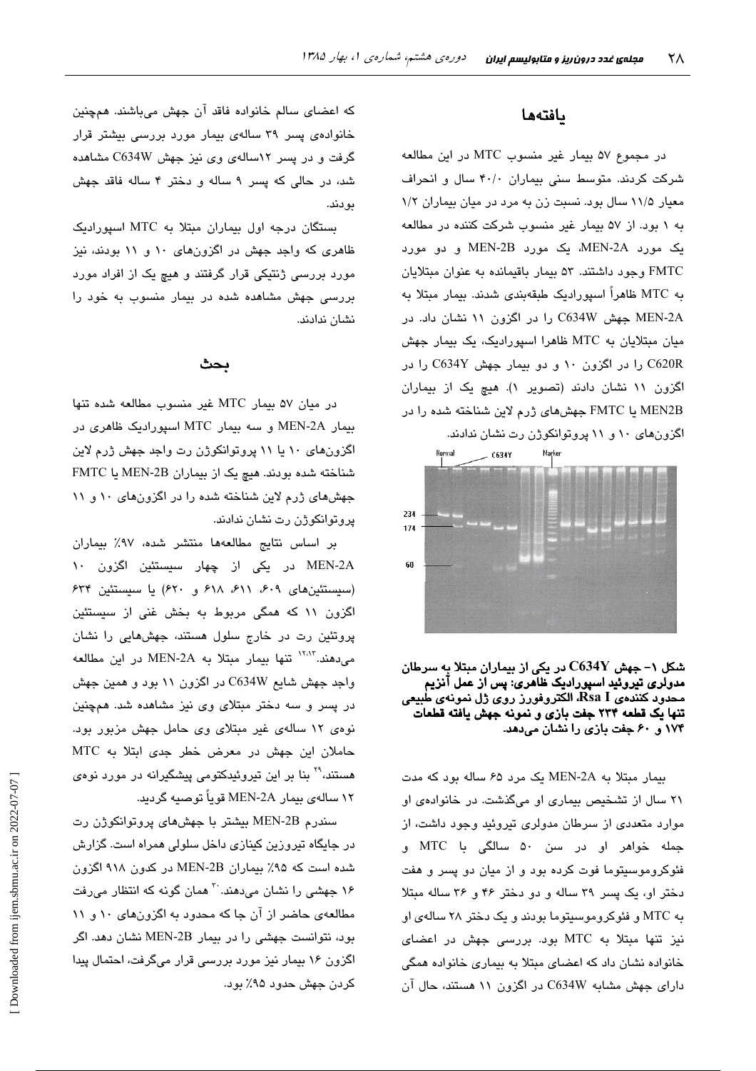## یافته‌ها

در مجموع ۵۷ بیمار غیر منسوب MTC در این مطالعه شرکت کردند. متوسط سنی بیماران ۴۰/۰ سال و انحراف معیار ۱۱/۵ سال بود. نسبت زن به مرد در میان بیماران ۱/۲ به ۱ بود. از ۵۷ بیمار غیر منسوب شرکت کننده در مطالعه یک مورد MEN-2A، یک مورد MEN-2B و دو مورد FMTC وجود داشتند. ۵۳ بیمار باقیمانده به عنوان مبتلایان به MTC ظاهراً اسپورادیک طبقه‌بندی شدند. بیمار مبتلا به MEN-2A جهش C634W را در اگزون ۱۱ نشان داد. در میان مبتلایان به MTC ظاهرا اسپورادیک، یک بیمار جهش C620R را در اگزون ۱۰ و دو بیمار جهش C634Y را در اگزون ۱۱ نشان دادند (تصویر ۱). هیچ یک از بیماران MEN2B یا FMTC جهش‌های ژرم لاین شناخته شده را در اگزون‌های ۱۰ و ۱۱ پروتوانکوژن رت نشان ندادند.

**شکل ۱- جهش C634Y در یکی از بیماران مبتلا به سرطان مدولری تیروئید اسپورادیک ظاهری: پس از عمل آنزیم محدود کننده‌ی Rsa I، الکتروفورز روی ژل نمونه‌ی طبیعی تنها یک قطعه ۲۳۴ جفت بازی و نمونه جهش یافته قطعات ۱۷۴ و ۶۰ جفت بازی را نشان می‌دهد.**

بیمار مبتلا به MEN-2A یک مرد ۶۵ ساله بود که مدت ۲۱ سال از تشخیص بیماری او می‌گذشت. در خانواده‌ی او موارد متعددی از سرطان مدولری تیروئید وجود داشت، از جمله خواهر او در سن ۵۰ سالگی با MTC و فئوکروموسیتوما فوت کرده بود و از میان دو پسر و هفت دختر او، یک پسر ۳۹ ساله و دو دختر ۴۶ و ۳۶ ساله مبتلا به MTC و فئوکروموسیتوما بودند و یک دختر ۲۸ ساله‌ی او نیز تنها مبتلا به MTC بود. بررسی جهش در اعضای خانواده نشان داد که اعضای مبتلا به بیماری خانواده همگی دارای جهش مشابه C634W در اگزون ۱۱ هستند، حال آن که اعضای سالم خانواده فاقد آن جهش می‌باشند. همچنین خانواده‌ی پسر ۳۹ ساله‌ی بیمار مورد بررسی بیشتر قرار گرفت و در پسر ۱۲ساله‌ی وی نیز جهش C634W مشاهده شد، در حالی که پسر ۹ ساله و دختر ۴ ساله فاقد جهش بودند.

بستگان درجه اول بیماران مبتلا به MTC اسپورادیک ظاهری که واجد جهش در اگزون‌های ۱۰ و ۱۱ بودند، نیز مورد بررسی ژنتیکی قرار گرفتند و هیچ یک از افراد مورد بررسی جهش مشاهده شده در بیمار منسوب به خود را نشان ندادند.

## بحث

در میان ۵۷ بیمار MTC غیر منسوب مطالعه شده تنها بیمار MEN-2A و سه بیمار MTC اسپورادیک ظاهری در اگزون‌های ۱۰ یا ۱۱ پروتوانکوژن رت واجد جهش ژرم لاین شناخته شده بودند. هیچ یک از بیماران MEN-2B یا FMTC جهش‌های ژرم لاین شناخته شده را در اگزون‌های ۱۰ و ۱۱ پروتوانکوژن رت نشان ندادند.

بر اساس نتایج مطالعه‌ها منتشر شده، ۹۷٪ بیماران MEN-2A در یکی از چهار سیستئین اگزون ۱۰ (سیستئین‌های ۶۰۹، ۶۱۱، ۶۱۸ و ۶۲۰) یا سیستئین ۶۳۴ اگزون ۱۱ که همگی مربوط به بخش غنی از سیستئین پروتئین رت در خارج سلول هستند، جهش‌هایی را نشان می‌دهند.[۱۲،۱۳] تنها بیمار مبتلا به MEN-2A در این مطالعه واجد جهش شایع C634W در اگزون ۱۱ بود و همین جهش در پسر و سه دختر مبتلای وی نیز مشاهده شد. همچنین نوه‌ی ۱۲ ساله‌ی غیر مبتلای وی حامل جهش مزبور بود. حاملان این جهش در معرض خطر جدی ابتلا به MTC هستند،[۲۹] بنا بر این تیروئیدکتومی پیشگیرانه در مورد نوه‌ی ۱۲ ساله‌ی بیمار MEN-2A قویاً توصیه گردید.

سندرم MEN-2B بیشتر با جهش‌های پروتوانکوژن رت در جایگاه تیروزین کینازی داخل سلولی همراه است. گزارش شده است که ۹۵٪ بیماران MEN-2B در کدون ۹۱۸ اگزون ۱۶ جهشی را نشان می‌دهند.[۳۰] همان گونه که انتظار می‌رفت مطالعه‌ی حاضر از آن جا که محدود به اگزون‌های ۱۰ و ۱۱ بود، نتوانست جهشی را در بیمار MEN-2B نشان دهد. اگر اگزون ۱۶ بیمار نیز مورد بررسی قرار می‌گرفت، احتمال پیدا کردن جهش حدود ۹۵٪ بود.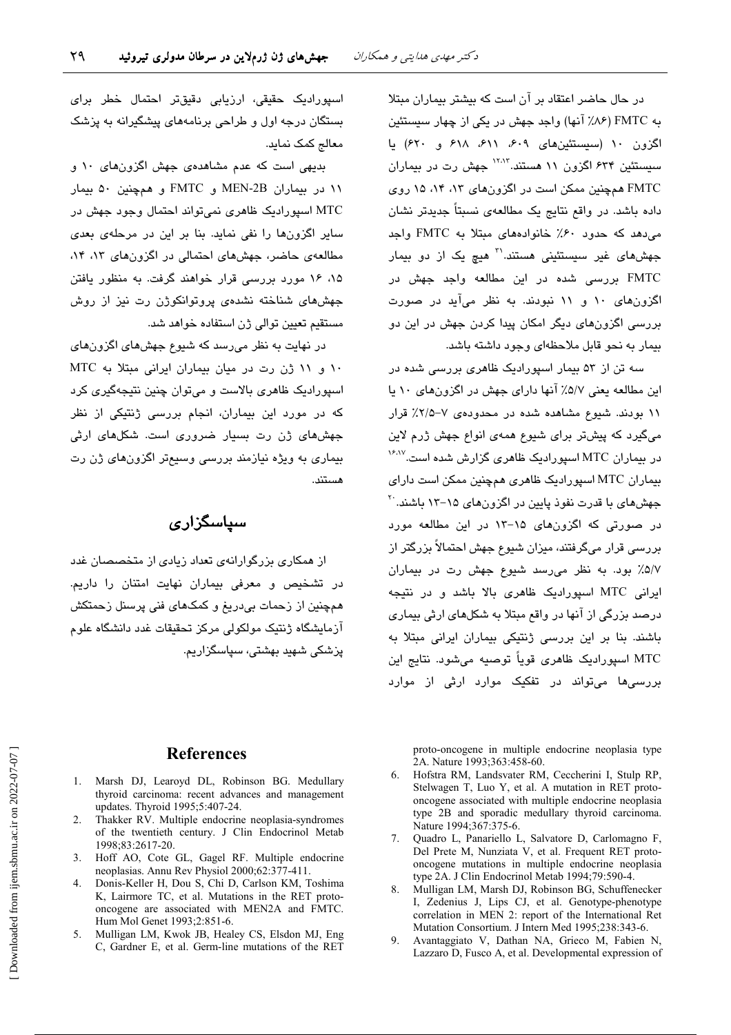در حال حاضر اعتقاد بر آن است که بیشتر بیماران مبتلا به FMTC (۸۶٪ آنها) واجد جهش در یکی از چهار سیستئین اگزون ۱۰ (سیستئین‌های ۶۰۹، ۶۱۱، ۶۱۸ و ۶۲۰) یا سیستئین ۶۳۴ اگزون ۱۱ هستند.[۱۲،۱۳] جهش رت در بیماران FMTC همچنین ممکن است در اگزون‌های ۱۳، ۱۴، ۱۵ روی داده باشد. در واقع نتایج یک مطالعه‌ی نسبتاً جدیدتر نشان می‌دهد که حدود ۶۰٪ خانواده‌های مبتلا به FMTC واجد جهش‌های غیر سیستئینی هستند.[۲۱] هیچ یک از دو بیمار FMTC بررسی شده در این مطالعه واجد جهش در اگزون‌های ۱۰ و ۱۱ نبودند. به نظر می‌آید در صورت بررسی اگزون‌های دیگر امکان پیدا کردن جهش در این دو بیمار به نحو قابل ملاحظه‌ای وجود داشته باشد.

سه تن از ۵۳ بیمار اسپورادیک ظاهری بررسی شده در این مطالعه یعنی ۵/۷٪ آنها دارای جهش در اگزون‌های ۱۰ یا ۱۱ بودند. شیوع مشاهده شده در محدوده‌ی ۷-۲/۵٪ قرار می‌گیرد که پیشتر برای شیوع همه‌ی انواع جهش ژرم لاین در بیماران MTC اسپورادیک ظاهری گزارش شده است.[۱۶،۱۷] بیماران MTC اسپورادیک ظاهری همچنین ممکن است دارای جهش‌های با قدرت نفوذ پایین در اگزون‌های ۱۵-۱۳ باشند.[۲۰] در صورتی که اگزون‌های ۱۵-۱۳ در این مطالعه مورد بررسی قرار می‌گرفتند، میزان شیوع جهش احتمالاً بزرگتر از ۵/۷٪ بود. به نظر می‌رسد شیوع جهش رت در بیماران ایرانی MTC اسپورادیک ظاهری بالا باشد و در نتیجه درصد بزرگی از آنها در واقع مبتلا به شکل‌های ارثی بیماری باشند. بنا بر این بررسی ژنتیکی بیماران ایرانی مبتلا به MTC اسپورادیک ظاهری قویاً توصیه می‌شود. نتایج این بررسی‌ها می‌تواند در تفکیک موارد ارثی از موارد اسپورادیک حقیقی، ارزیابی دقیق‌تر احتمال خطر برای بستگان درجه اول و طراحی برنامه‌های پیشگیرانه به پزشک معالج کمک نماید.

بدیهی است که عدم مشاهده‌ی جهش اگزون‌های ۱۰ و ۱۱ در بیماران MEN-2B و FMTC و همچنین ۵۰ بیمار MTC اسپورادیک ظاهری نمی‌تواند احتمال وجود جهش در سایر اگزون‌ها را نفی نماید. بنا بر این در مرحله‌ی بعدی مطالعه‌ی حاضر، جهش‌های احتمالی در اگزون‌های ۱۳، ۱۴، ۱۵، ۱۶ مورد بررسی قرار خواهند گرفت. به منظور یافتن جهش‌های شناخته نشده‌ی پروتوانکوژن رت نیز از روش مستقیم تعیین توالی ژن استفاده خواهد شد.

در نهایت به نظر می‌رسد که شیوع جهش‌های اگزون‌های ۱۰ و ۱۱ ژن رت در میان بیماران ایرانی مبتلا به MTC اسپورادیک ظاهری بالاست و می‌توان چنین نتیجه‌گیری کرد که در مورد این بیماران، انجام بررسی ژنتیکی از نظر جهش‌های ژن رت بسیار ضروری است. شکل‌های ارثی بیماری به ویژه نیازمند بررسی وسیع‌تر اگزون‌های ژن رت هستند.

## سپاسگزاری

از همکاری بزرگوارانه‌ی تعداد زیادی از متخصصان غدد در تشخیص و معرفی بیماران نهایت امتنان را داریم. همچنین از زحمات بی‌دریغ و کمک‌های فنی پرسنل زحمتکش آزمایشگاه ژنتیک مولکولی مرکز تحقیقات غدد دانشگاه علوم پزشکی شهید بهشتی، سپاسگزاریم.

## References

1. Marsh DJ, Learoyd DL, Robinson BG. Medullary thyroid carcinoma: recent advances and management updates. Thyroid 1995;5:407-24.
2. Thakker RV. Multiple endocrine neoplasia-syndromes of the twentieth century. J Clin Endocrinol Metab 1998;83:2617-20.
3. Hoff AO, Cote GL, Gagel RF. Multiple endocrine neoplasias. Annu Rev Physiol 2000;62:377-411.
4. Donis-Keller H, Dou S, Chi D, Carlson KM, Toshima K, Lairmore TC, et al. Mutations in the RET proto-oncogene are associated with MEN2A and FMTC. Hum Mol Genet 1993;2:851-6.
5. Mulligan LM, Kwok JB, Healey CS, Elsdon MJ, Eng C, Gardner E, et al. Germ-line mutations of the RET proto-oncogene in multiple endocrine neoplasia type 2A. Nature 1993;363:458-60.
6. Hofstra RM, Landsvater RM, Ceccherini I, Stulp RP, Stelwagen T, Luo Y, et al. A mutation in RET proto-oncogene associated with multiple endocrine neoplasia type 2B and sporadic medullary thyroid carcinoma. Nature 1994;367:375-6.
7. Quadro L, Panariello L, Salvatore D, Carlomagno F, Del Prete M, Nunziata V, et al. Frequent RET proto-oncogene mutations in multiple endocrine neoplasia type 2A. J Clin Endocrinol Metab 1994;79:590-4.
8. Mulligan LM, Marsh DJ, Robinson BG, Schuffenecker I, Zedenius J, Lips CJ, et al. Genotype-phenotype correlation in MEN 2: report of the International Ret Mutation Consortium. J Intern Med 1995;238:343-6.
9. Avantaggiato V, Dathan NA, Grieco M, Fabien N, Lazzaro D, Fusco A, et al. Developmental expression of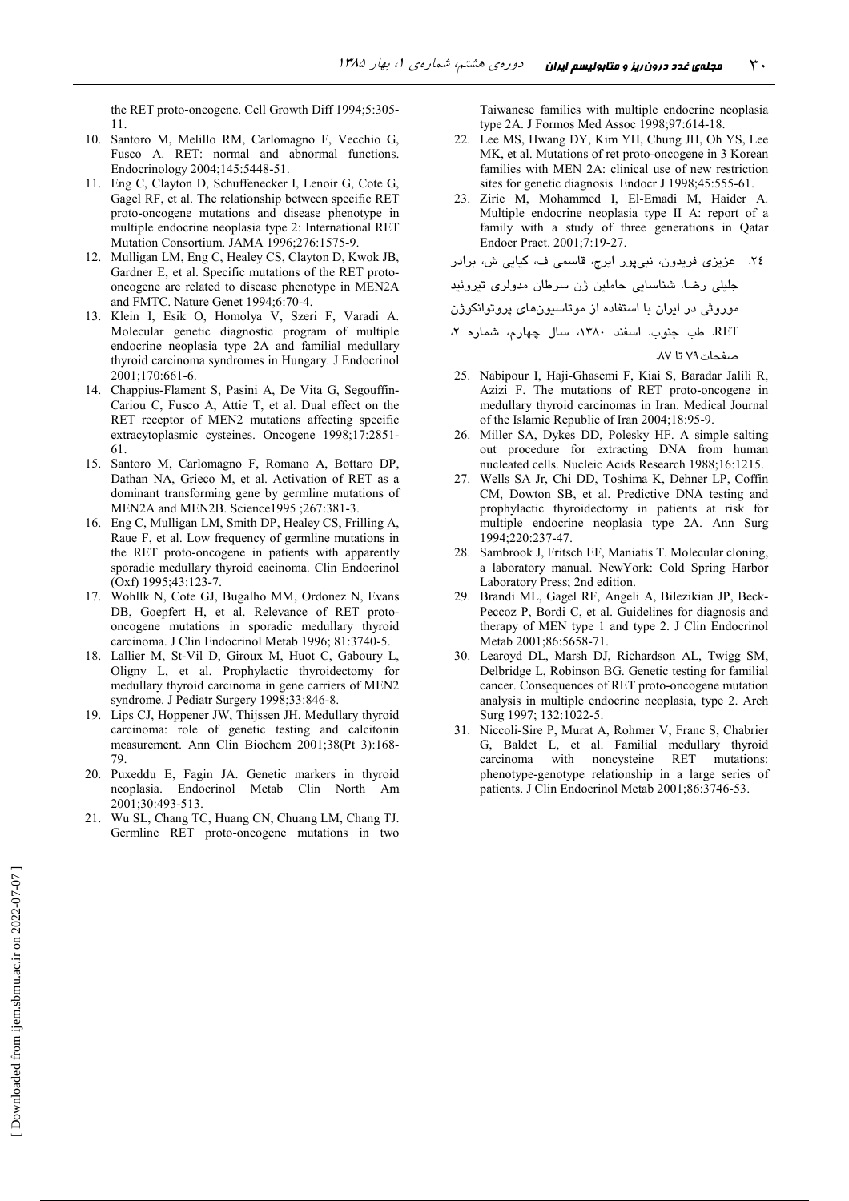the RET proto-oncogene. Cell Growth Diff 1994;5:305-11.

10. Santoro M, Melillo RM, Carlomagno F, Vecchio G, Fusco A. RET: normal and abnormal functions. Endocrinology 2004;145:5448-51.
11. Eng C, Clayton D, Schuffenecker I, Lenoir G, Cote G, Gagel RF, et al. The relationship between specific RET proto-oncogene mutations and disease phenotype in multiple endocrine neoplasia type 2: International RET Mutation Consortium. JAMA 1996;276:1575-9.
12. Mulligan LM, Eng C, Healey CS, Clayton D, Kwok JB, Gardner E, et al. Specific mutations of the RET proto-oncogene are related to disease phenotype in MEN2A and FMTC. Nature Genet 1994;6:70-4.
13. Klein I, Esik O, Homolya V, Szeri F, Varadi A. Molecular genetic diagnostic program of multiple endocrine neoplasia type 2A and familial medullary thyroid carcinoma syndromes in Hungary. J Endocrinol 2001;170:661-6.
14. Chappius-Flament S, Pasini A, De Vita G, Segouffin-Cariou C, Fusco A, Attie T, et al. Dual effect on the RET receptor of MEN2 mutations affecting specific extracytoplasmic cysteines. Oncogene 1998;17:2851-61.
15. Santoro M, Carlomagno F, Romano A, Bottaro DP, Dathan NA, Grieco M, et al. Activation of RET as a dominant transforming gene by germline mutations of MEN2A and MEN2B. Science1995 ;267:381-3.
16. Eng C, Mulligan LM, Smith DP, Healey CS, Frilling A, Raue F, et al. Low frequency of germline mutations in the RET proto-oncogene in patients with apparently sporadic medullary thyroid cacinoma. Clin Endocrinol (Oxf) 1995;43:123-7.
17. Wohllk N, Cote GJ, Bugalho MM, Ordonez N, Evans DB, Goepfert H, et al. Relevance of RET proto-oncogene mutations in sporadic medullary thyroid carcinoma. J Clin Endocrinol Metab 1996; 81:3740-5.
18. Lallier M, St-Vil D, Giroux M, Huot C, Gaboury L, Oligny L, et al. Prophylactic thyroidectomy for medullary thyroid carcinoma in gene carriers of MEN2 syndrome. J Pediatr Surgery 1998;33:846-8.
19. Lips CJ, Hoppener JW, Thijssen JH. Medullary thyroid carcinoma: role of genetic testing and calcitonin measurement. Ann Clin Biochem 2001;38(Pt 3):168-79.
20. Puxeddu E, Fagin JA. Genetic markers in thyroid neoplasia. Endocrinol Metab Clin North Am 2001;30:493-513.
21. Wu SL, Chang TC, Huang CN, Chuang LM, Chang TJ. Germline RET proto-oncogene mutations in two Taiwanese families with multiple endocrine neoplasia type 2A. J Formos Med Assoc 1998;97:614-18.
22. Lee MS, Hwang DY, Kim YH, Chung JH, Oh YS, Lee MK, et al. Mutations of ret proto-oncogene in 3 Korean families with MEN 2A: clinical use of new restriction sites for genetic diagnosis Endocr J 1998;45:555-61.
23. Zirie M, Mohammed I, El-Emadi M, Haider A. Multiple endocrine neoplasia type II A: report of a family with a study of three generations in Qatar Endocr Pract. 2001;7:19-27.
24. عزیزی فریدون، نبی‌پور ایرج، قاسمی ف، کیایی ش، برادر جلیلی رضا. شناسایی حاملین ژن سرطان مدولری تیروئید موروثی در ایران با استفاده از موتاسیون‌های پروتوانکوژن RET. طب جنوب. اسفند ۱۳۸۰، سال چهارم، شماره ۲، صفحات۷۹ تا ۸۷.
25. Nabipour I, Haji-Ghasemi F, Kiai S, Baradar Jalili R, Azizi F. The mutations of RET proto-oncogene in medullary thyroid carcinomas in Iran. Medical Journal of the Islamic Republic of Iran 2004;18:95-9.
26. Miller SA, Dykes DD, Polesky HF. A simple salting out procedure for extracting DNA from human nucleated cells. Nucleic Acids Research 1988;16:1215.
27. Wells SA Jr, Chi DD, Toshima K, Dehner LP, Coffin CM, Dowton SB, et al. Predictive DNA testing and prophylactic thyroidectomy in patients at risk for multiple endocrine neoplasia type 2A. Ann Surg 1994;220:237-47.
28. Sambrook J, Fritsch EF, Maniatis T. Molecular cloning, a laboratory manual. NewYork: Cold Spring Harbor Laboratory Press; 2nd edition.
29. Brandi ML, Gagel RF, Angeli A, Bilezikian JP, Beck-Peccoz P, Bordi C, et al. Guidelines for diagnosis and therapy of MEN type 1 and type 2. J Clin Endocrinol Metab 2001;86:5658-71.
30. Learoyd DL, Marsh DJ, Richardson AL, Twigg SM, Delbridge L, Robinson BG. Genetic testing for familial cancer. Consequences of RET proto-oncogene mutation analysis in multiple endocrine neoplasia, type 2. Arch Surg 1997; 132:1022-5.
31. Niccoli-Sire P, Murat A, Rohmer V, Franc S, Chabrier G, Baldet L, et al. Familial medullary thyroid carcinoma with noncysteine RET mutations: phenotype-genotype relationship in a large series of patients. J Clin Endocrinol Metab 2001;86:3746-53.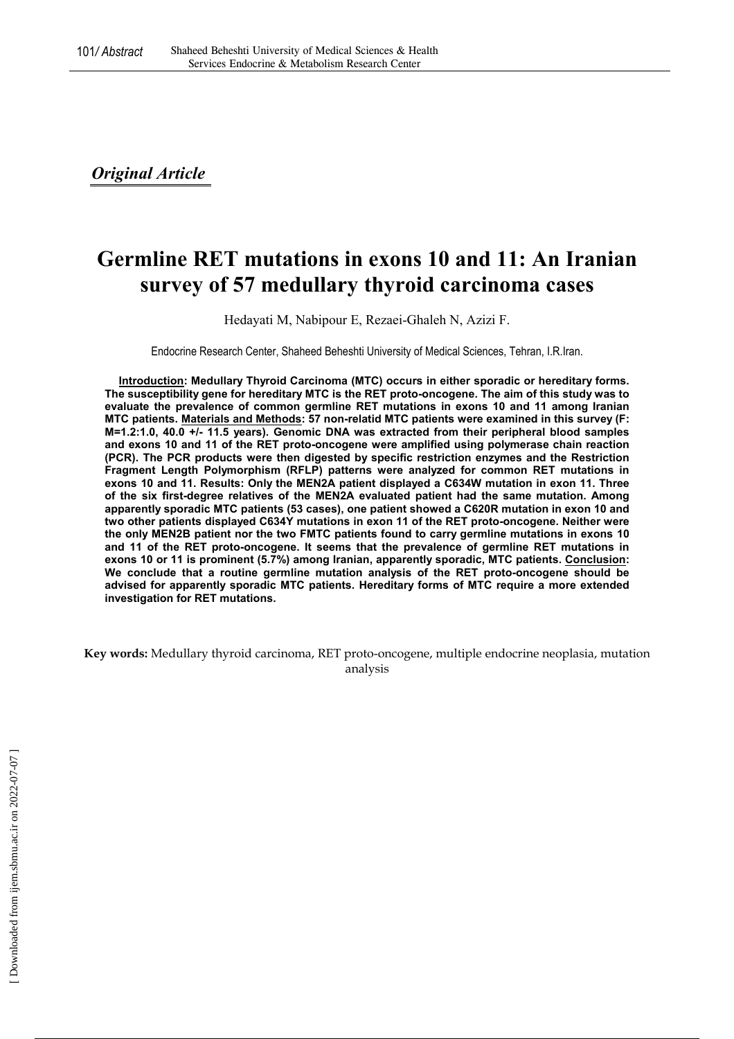*Original Article*

# Germline RET mutations in exons 10 and 11: An Iranian survey of 57 medullary thyroid carcinoma cases

Hedayati M, Nabipour E, Rezaei-Ghaleh N, Azizi F.

Endocrine Research Center, Shaheed Beheshti University of Medical Sciences, Tehran, I.R.Iran.

**Introduction: Medullary Thyroid Carcinoma (MTC) occurs in either sporadic or hereditary forms. The susceptibility gene for hereditary MTC is the RET proto-oncogene. The aim of this study was to evaluate the prevalence of common germline RET mutations in exons 10 and 11 among Iranian MTC patients. Materials and Methods: 57 non-relatid MTC patients were examined in this survey (F: M=1.2:1.0, 40.0 +/- 11.5 years). Genomic DNA was extracted from their peripheral blood samples and exons 10 and 11 of the RET proto-oncogene were amplified using polymerase chain reaction (PCR). The PCR products were then digested by specific restriction enzymes and the Restriction Fragment Length Polymorphism (RFLP) patterns were analyzed for common RET mutations in exons 10 and 11. Results: Only the MEN2A patient displayed a C634W mutation in exon 11. Three of the six first-degree relatives of the MEN2A evaluated patient had the same mutation. Among apparently sporadic MTC patients (53 cases), one patient showed a C620R mutation in exon 10 and two other patients displayed C634Y mutations in exon 11 of the RET proto-oncogene. Neither were the only MEN2B patient nor the two FMTC patients found to carry germline mutations in exons 10 and 11 of the RET proto-oncogene. It seems that the prevalence of germline RET mutations in exons 10 or 11 is prominent (5.7%) among Iranian, apparently sporadic, MTC patients. Conclusion: We conclude that a routine germline mutation analysis of the RET proto-oncogene should be advised for apparently sporadic MTC patients. Hereditary forms of MTC require a more extended investigation for RET mutations.**

**Key words:** Medullary thyroid carcinoma, RET proto-oncogene, multiple endocrine neoplasia, mutation analysis